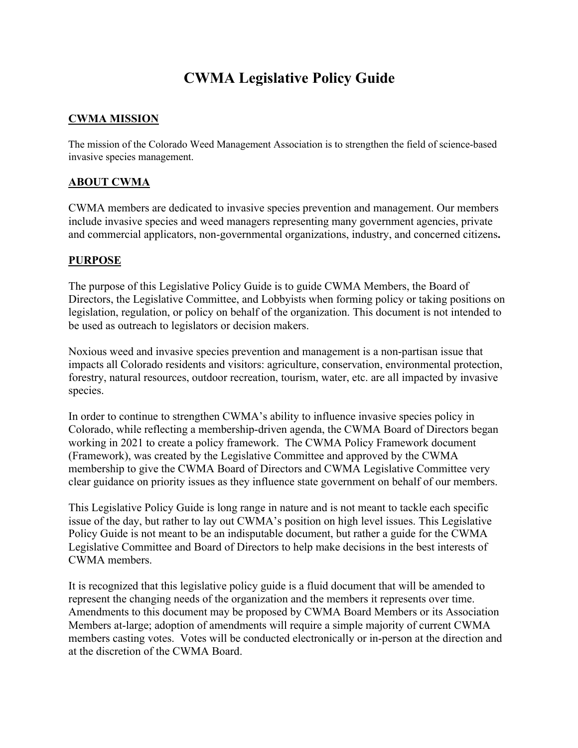# CWMA Legislative Policy Guide

## CWMA MISSION

The mission of the Colorado Weed Management Association is to strengthen the field of science-based invasive species management.

## ABOUT CWMA

CWMA members are dedicated to invasive species prevention and management. Our members include invasive species and weed managers representing many government agencies, private and commercial applicators, non-governmental organizations, industry, and concerned citizens**.**

## PURPOSE

The purpose of this Legislative Policy Guide is to guide CWMA Members, the Board of Directors, the Legislative Committee, and Lobbyists when forming policy or taking positions on legislation, regulation, or policy on behalf of the organization. This document is not intended to be used as outreach to legislators or decision makers.

Noxious weed and invasive species prevention and management is a non-partisan issue that impacts all Colorado residents and visitors: agriculture, conservation, environmental protection, forestry, natural resources, outdoor recreation, tourism, water, etc. are all impacted by invasive species.

In order to continue to strengthen CWMA's ability to influence invasive species policy in Colorado, while reflecting a membership-driven agenda, the CWMA Board of Directors began working in 2021 to create a policy framework. The CWMA Policy Framework document (Framework), was created by the Legislative Committee and approved by the CWMA membership to give the CWMA Board of Directors and CWMA Legislative Committee very clear guidance on priority issues as they influence state government on behalf of our members.

This Legislative Policy Guide is long range in nature and is not meant to tackle each specific issue of the day, but rather to lay out CWMA's position on high level issues. This Legislative Policy Guide is not meant to be an indisputable document, but rather a guide for the CWMA Legislative Committee and Board of Directors to help make decisions in the best interests of CWMA members.

It is recognized that this legislative policy guide is a fluid document that will be amended to represent the changing needs of the organization and the members it represents over time. Amendments to this document may be proposed by CWMA Board Members or its Association Members at-large; adoption of amendments will require a simple majority of current CWMA members casting votes. Votes will be conducted electronically or in-person at the direction and at the discretion of the CWMA Board.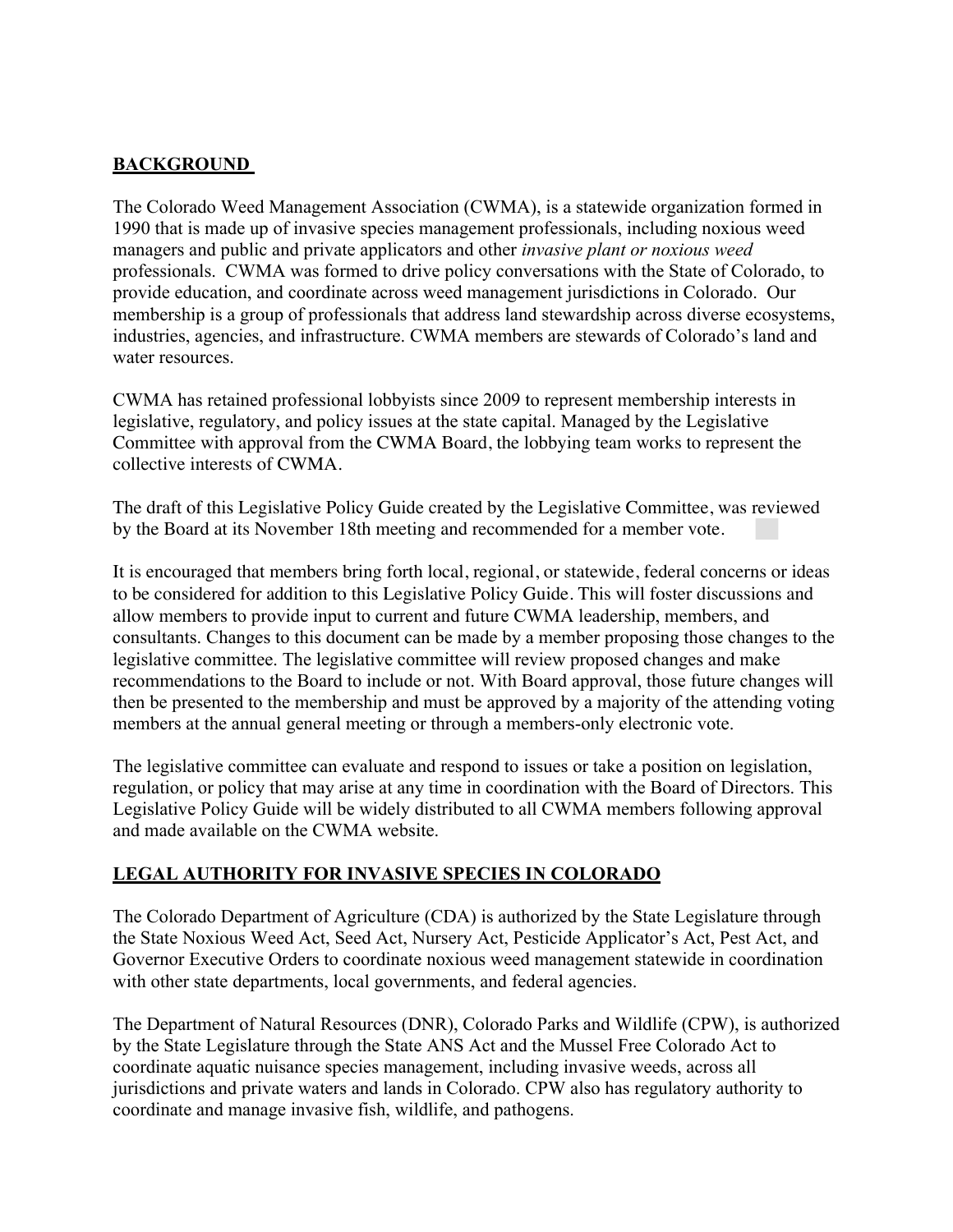## **BACKGROUND**

The Colorado Weed Management Association (CWMA), is a statewide organization formed in 1990 that is made up of invasive species management professionals, including noxious weed managers and public and private applicators and other *invasive plant or noxious weed* professionals. CWMA was formed to drive policy conversations with the State of Colorado, to provide education, and coordinate across weed management jurisdictions in Colorado. Our membership is a group of professionals that address land stewardship across diverse ecosystems, industries, agencies, and infrastructure. CWMA members are stewards of Colorado's land and water resources.

CWMA has retained professional lobbyists since 2009 to represent membership interests in legislative, regulatory, and policy issues at the state capital. Managed by the Legislative Committee with approval from the CWMA Board, the lobbying team works to represent the collective interests of CWMA.

The draft of this Legislative Policy Guide created by the Legislative Committee, was reviewed by the Board at its November 18th meeting and recommended for a member vote.

It is encouraged that members bring forth local, regional, or statewide, federal concerns or ideas to be considered for addition to this Legislative Policy Guide. This will foster discussions and allow members to provide input to current and future CWMA leadership, members, and consultants. Changes to this document can be made by a member proposing those changes to the legislative committee. The legislative committee will review proposed changes and make recommendations to the Board to include or not. With Board approval, those future changes will then be presented to the membership and must be approved by a majority of the attending voting members at the annual general meeting or through a members-only electronic vote.

The legislative committee can evaluate and respond to issues or take a position on legislation, regulation, or policy that may arise at any time in coordination with the Board of Directors. This Legislative Policy Guide will be widely distributed to all CWMA members following approval and made available on the CWMA website.

## **LEGAL AUTHORITY FOR INVASIVE SPECIES IN COLORADO**

The Colorado Department of Agriculture (CDA) is authorized by the State Legislature through the State Noxious Weed Act, Seed Act, Nursery Act, Pesticide Applicator's Act, Pest Act, and Governor Executive Orders to coordinate noxious weed management statewide in coordination with other state departments, local governments, and federal agencies.

The Department of Natural Resources (DNR), Colorado Parks and Wildlife (CPW), is authorized by the State Legislature through the State ANS Act and the Mussel Free Colorado Act to coordinate aquatic nuisance species management, including invasive weeds, across all jurisdictions and private waters and lands in Colorado. CPW also has regulatory authority to coordinate and manage invasive fish, wildlife, and pathogens.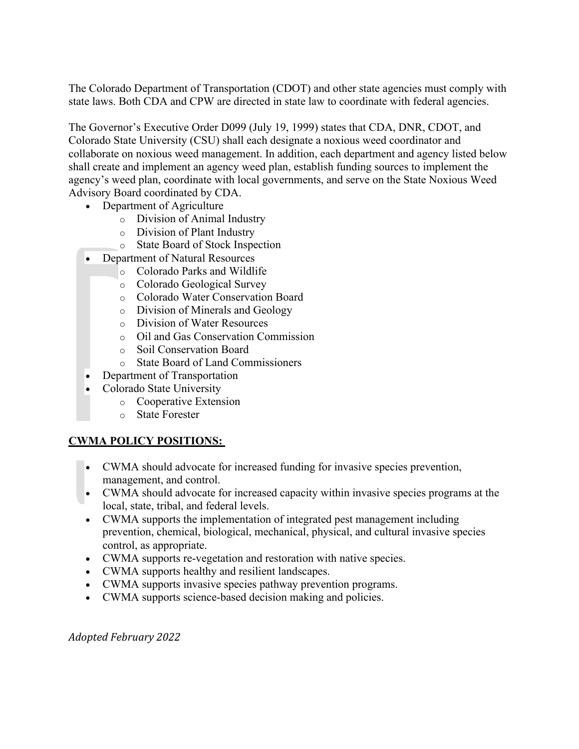The Colorado Department of Transportation (CDOT) and other state agencies must comply with state laws. Both CDA and CPW are directed in state law to coordinate with federal agencies.

The Governor's Executive Order D099 (July 19, 1999) states that CDA, DNR, CDOT, and Colorado State University (CSU) shall each designate a noxious weed coordinator and collaborate on noxious weed management. In addition, each department and agency listed below shall create and implement an agency weed plan, establish funding sources to implement the agency's weed plan, coordinate with local governments, and serve on the State Noxious Weed Advisory Board coordinated by CDA.

- Department of Agriculture
  - Division of Animal Industry
  - Division of Plant Industry
  - State Board of Stock Inspection
- Department of Natural Resources
  - Colorado Parks and Wildlife
  - Colorado Geological Survey
  - Colorado Water Conservation Board
  - Division of Minerals and Geology
  - Division of Water Resources
  - Oil and Gas Conservation Commission
  - Soil Conservation Board
  - State Board of Land Commissioners
- Department of Transportation
- Colorado State University
  - Cooperative Extension
  - State Forester

**CWMA POLICY POSITIONS:**

- CWMA should advocate for increased funding for invasive species prevention, management, and control.
- CWMA should advocate for increased capacity within invasive species programs at the local, state, tribal, and federal levels.
- CWMA supports the implementation of integrated pest management including prevention, chemical, biological, mechanical, physical, and cultural invasive species control, as appropriate.
- CWMA supports re-vegetation and restoration with native species.
- CWMA supports healthy and resilient landscapes.
- CWMA supports invasive species pathway prevention programs.
- CWMA supports science-based decision making and policies.

*Adopted February 2022*